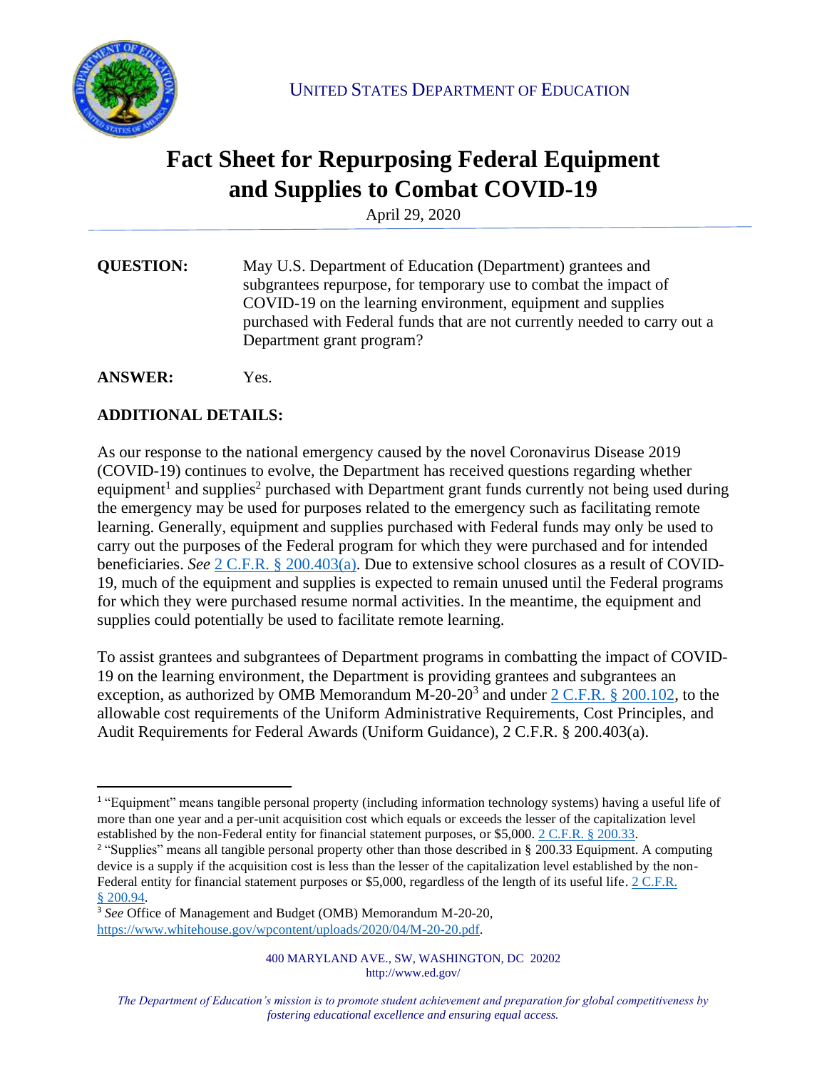UNITED STATES DEPARTMENT OF EDUCATION

# Fact Sheet for Repurposing Federal Equipment and Supplies to Combat COVID-19

April 29, 2020

**QUESTION:** May U.S. Department of Education (Department) grantees and subgrantees repurpose, for temporary use to combat the impact of COVID-19 on the learning environment, equipment and supplies purchased with Federal funds that are not currently needed to carry out a Department grant program?

**ANSWER:** Yes.

**ADDITIONAL DETAILS:**

As our response to the national emergency caused by the novel Coronavirus Disease 2019 (COVID-19) continues to evolve, the Department has received questions regarding whether equipment[1] and supplies[2] purchased with Department grant funds currently not being used during the emergency may be used for purposes related to the emergency such as facilitating remote learning. Generally, equipment and supplies purchased with Federal funds may only be used to carry out the purposes of the Federal program for which they were purchased and for intended beneficiaries. *See* 2 C.F.R. § 200.403(a). Due to extensive school closures as a result of COVID-19, much of the equipment and supplies is expected to remain unused until the Federal programs for which they were purchased resume normal activities. In the meantime, the equipment and supplies could potentially be used to facilitate remote learning.

To assist grantees and subgrantees of Department programs in combatting the impact of COVID-19 on the learning environment, the Department is providing grantees and subgrantees an exception, as authorized by OMB Memorandum M-20-20[3] and under 2 C.F.R. § 200.102, to the allowable cost requirements of the Uniform Administrative Requirements, Cost Principles, and Audit Requirements for Federal Awards (Uniform Guidance), 2 C.F.R. § 200.403(a).

---

[1] "Equipment" means tangible personal property (including information technology systems) having a useful life of more than one year and a per-unit acquisition cost which equals or exceeds the lesser of the capitalization level established by the non-Federal entity for financial statement purposes, or $5,000. 2 C.F.R. § 200.33.

[2] "Supplies" means all tangible personal property other than those described in § 200.33 Equipment. A computing device is a supply if the acquisition cost is less than the lesser of the capitalization level established by the non-Federal entity for financial statement purposes or $5,000, regardless of the length of its useful life. 2 C.F.R. § 200.94.

[3] *See* Office of Management and Budget (OMB) Memorandum M-20-20, https://www.whitehouse.gov/wpcontent/uploads/2020/04/M-20-20.pdf.

400 MARYLAND AVE., SW, WASHINGTON, DC 20202
http://www.ed.gov/

*The Department of Education's mission is to promote student achievement and preparation for global competitiveness by fostering educational excellence and ensuring equal access.*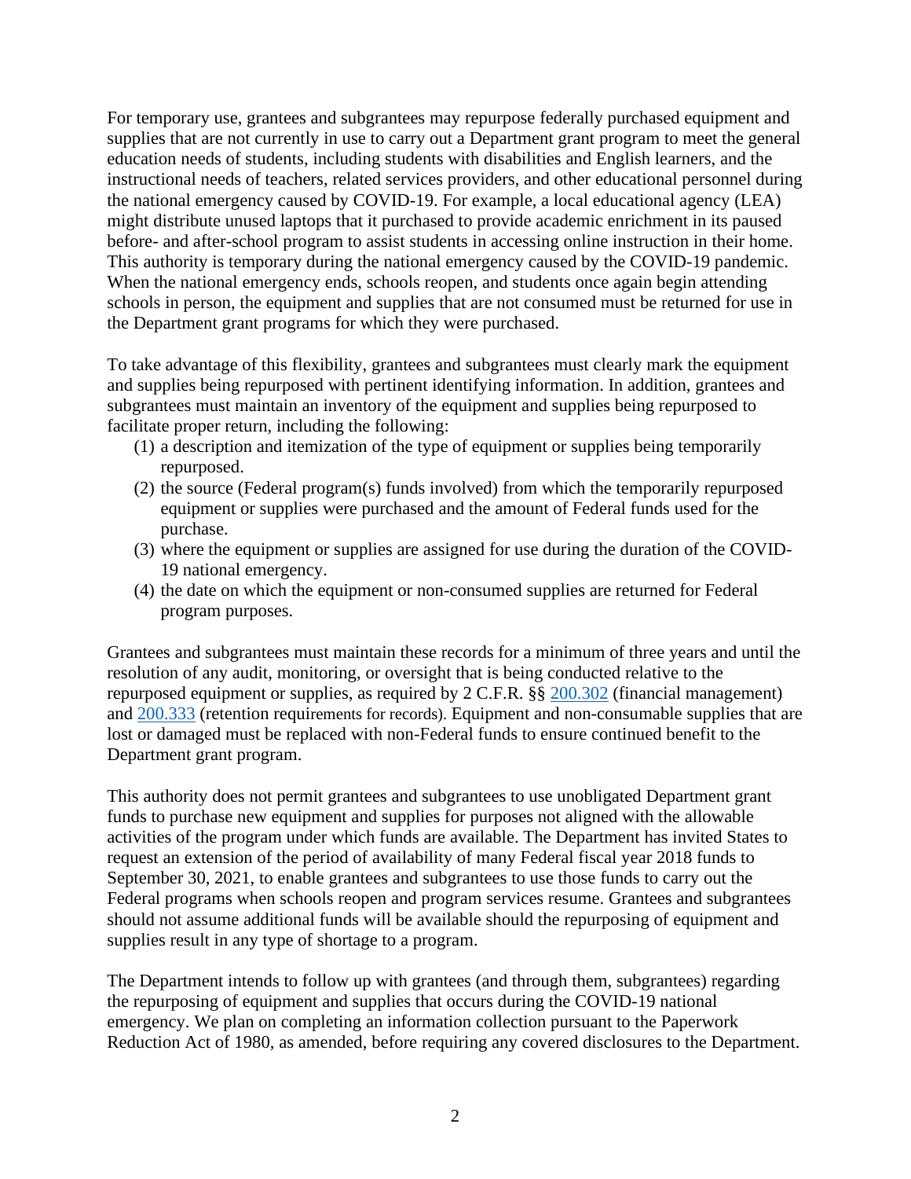For temporary use, grantees and subgrantees may repurpose federally purchased equipment and supplies that are not currently in use to carry out a Department grant program to meet the general education needs of students, including students with disabilities and English learners, and the instructional needs of teachers, related services providers, and other educational personnel during the national emergency caused by COVID-19. For example, a local educational agency (LEA) might distribute unused laptops that it purchased to provide academic enrichment in its paused before- and after-school program to assist students in accessing online instruction in their home. This authority is temporary during the national emergency caused by the COVID-19 pandemic. When the national emergency ends, schools reopen, and students once again begin attending schools in person, the equipment and supplies that are not consumed must be returned for use in the Department grant programs for which they were purchased.

To take advantage of this flexibility, grantees and subgrantees must clearly mark the equipment and supplies being repurposed with pertinent identifying information. In addition, grantees and subgrantees must maintain an inventory of the equipment and supplies being repurposed to facilitate proper return, including the following:

(1) a description and itemization of the type of equipment or supplies being temporarily repurposed.
(2) the source (Federal program(s) funds involved) from which the temporarily repurposed equipment or supplies were purchased and the amount of Federal funds used for the purchase.
(3) where the equipment or supplies are assigned for use during the duration of the COVID-19 national emergency.
(4) the date on which the equipment or non-consumed supplies are returned for Federal program purposes.

Grantees and subgrantees must maintain these records for a minimum of three years and until the resolution of any audit, monitoring, or oversight that is being conducted relative to the repurposed equipment or supplies, as required by 2 C.F.R. §§ 200.302 (financial management) and 200.333 (retention requirements for records). Equipment and non-consumable supplies that are lost or damaged must be replaced with non-Federal funds to ensure continued benefit to the Department grant program.

This authority does not permit grantees and subgrantees to use unobligated Department grant funds to purchase new equipment and supplies for purposes not aligned with the allowable activities of the program under which funds are available. The Department has invited States to request an extension of the period of availability of many Federal fiscal year 2018 funds to September 30, 2021, to enable grantees and subgrantees to use those funds to carry out the Federal programs when schools reopen and program services resume. Grantees and subgrantees should not assume additional funds will be available should the repurposing of equipment and supplies result in any type of shortage to a program.

The Department intends to follow up with grantees (and through them, subgrantees) regarding the repurposing of equipment and supplies that occurs during the COVID-19 national emergency. We plan on completing an information collection pursuant to the Paperwork Reduction Act of 1980, as amended, before requiring any covered disclosures to the Department.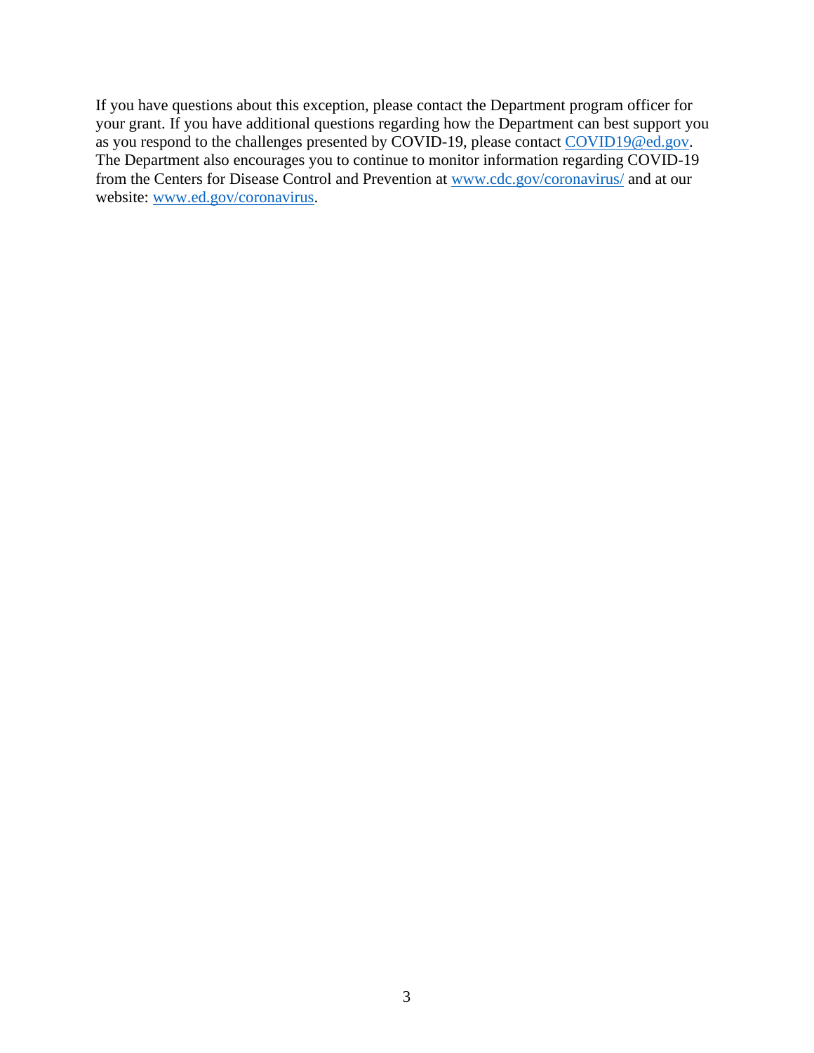If you have questions about this exception, please contact the Department program officer for your grant. If you have additional questions regarding how the Department can best support you as you respond to the challenges presented by COVID-19, please contact [COVID19@ed.gov](mailto:COVID19@ed.gov). The Department also encourages you to continue to monitor information regarding COVID-19 from the Centers for Disease Control and Prevention at [www.cdc.gov/coronavirus/](http://www.cdc.gov/coronavirus/) and at our website: [www.ed.gov/coronavirus](http://www.ed.gov/coronavirus).